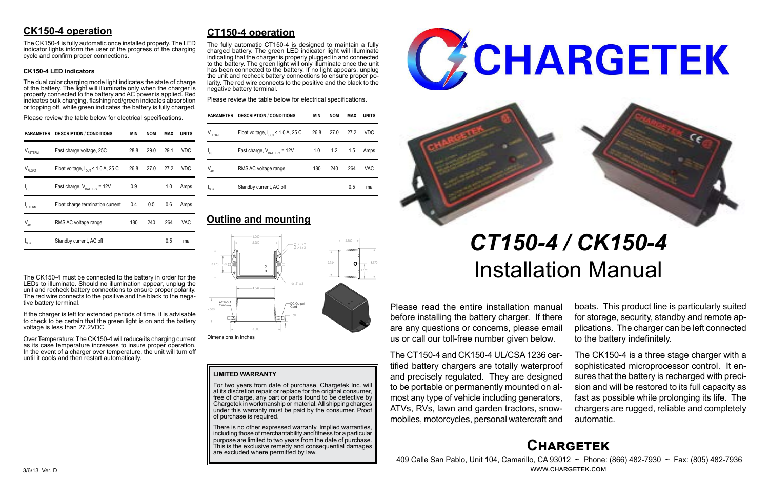## CK150-4 operation

The CK150-4 is fully automatic once installed properly. The LED indicator lights inform the user of the progress of the charging cycle and confirm proper connections.

### CK150-4 LED indicators

The dual color charging mode light indicates the state of charge of the battery. The light will illuminate only when the charger is properly connected to the battery and AC power is applied. Red indicates bulk charging, flashing red/green indicates absorbtion or topping off, while green indicates the battery is fully charged.

Please review the table below for electrical specifications.

| PARAMETER | DESCRIPTION / CONDITIONS | MIN | NOM | MAX | UNITS |
|---|---|---|---|---|---|
| $V_{FSTERM}$ | Fast charge voltage, 25C | 28.8 | 29.0 | 29.1 | VDC |
| $V_{FLOAT}$ | Float voltage, $I_{OUT}$ < 1.0 A, 25 C | 26.8 | 27.0 | 27.2 | VDC |
| $I_{FS}$ | Fast charge, $V_{BATTERY}$ = 12V | 0.9 | | 1.0 | Amps |
| $I_{FLTERM}$ | Float charge termination current | 0.4 | 0.5 | 0.6 | Amps |
| $V_{AC}$ | RMS AC voltage range | 180 | 240 | 264 | VAC |
| $I_{SBY}$ | Standby current, AC off | | | 0.5 | ma |

The CK150-4 must be connected to the battery in order for the LEDs to illuminate. Should no illumination appear, unplug the unit and recheck battery connections to ensure proper polarity. The red wire connects to the positive and the black to the negative battery terminal.

If the charger is left for extended periods of time, it is advisable to check to be certain that the green light is on and the battery voltage is less than 27.2VDC.

Over Temperature: The CK150-4 will reduce its charging current as its case temperature increases to insure proper operation. In the event of a charger over temperature, the unit will turn off until it cools and then restart automatically.

## CT150-4 operation

The fully automatic CT150-4 is designed to maintain a fully charged battery. The green LED indicator light will illuminate indicating that the charger is properly plugged in and connected to the battery. The green light will only illuminate once the unit has been connected to the battery. If no light appears, unplug the unit and recheck battery connections to ensure proper polarity. The red wire connects to the positive and the black to the negative battery terminal.

Please review the table below for electrical specifications.

| PARAMETER | DESCRIPTION / CONDITIONS | MIN | NOM | MAX | UNITS |
|---|---|---|---|---|---|
| $V_{FLOAT}$ | Float voltage, $I_{OUT}$ < 1.0 A, 25 C | 26.8 | 27.0 | 27.2 | VDC |
| $I_{FS}$ | Fast charge, $V_{BATTERY}$ = 12V | 1.0 | 1.2 | 1.5 | Amps |
| $V_{AC}$ | RMS AC voltage range | 180 | 240 | 264 | VAC |
| $I_{SBY}$ | Standby current, AC off | | | 0.5 | ma |

## Outline and mounting

Dimensions in inches

### LIMITED WARRANTY

For two years from date of purchase, Chargetek Inc. will at its discretion repair or replace for the original consumer, free of charge, any part or parts found to be defective by Chargetek in workmanship or material. All shipping charges under this warranty must be paid by the consumer. Proof of purchase is required.

There is no other expressed warranty. Implied warranties, including those of merchantability and fitness for a particular purpose are limited to two years from the date of purchase. This is the exclusive remedy and consequential damages are excluded where permitted by law.

3/6/13 Ver. D

# CHARGETEK

# *CT150-4 / CK150-4* Installation Manual

Please read the entire installation manual before installing the battery charger. If there are any questions or concerns, please email us or call our toll-free number given below.

The CT150-4 and CK150-4 UL/CSA 1236 certified battery chargers are totally waterproof and precisely regulated. They are designed to be portable or permanently mounted on almost any type of vehicle including generators, ATVs, RVs, lawn and garden tractors, snowmobiles, motorcycles, personal watercraft and boats. This product line is particularly suited for storage, security, standby and remote applications. The charger can be left connected to the battery indefinitely.

The CK150-4 is a three stage charger with a sophisticated microprocessor control. It ensures that the battery is recharged with precision and will be restored to its full capacity as fast as possible while prolonging its life. The chargers are rugged, reliable and completely automatic.

## Chargetek

409 Calle San Pablo, Unit 104, Camarillo, CA 93012 ~ Phone: (866) 482-7930 ~ Fax: (805) 482-7936
WWW.CHARGETEK.COM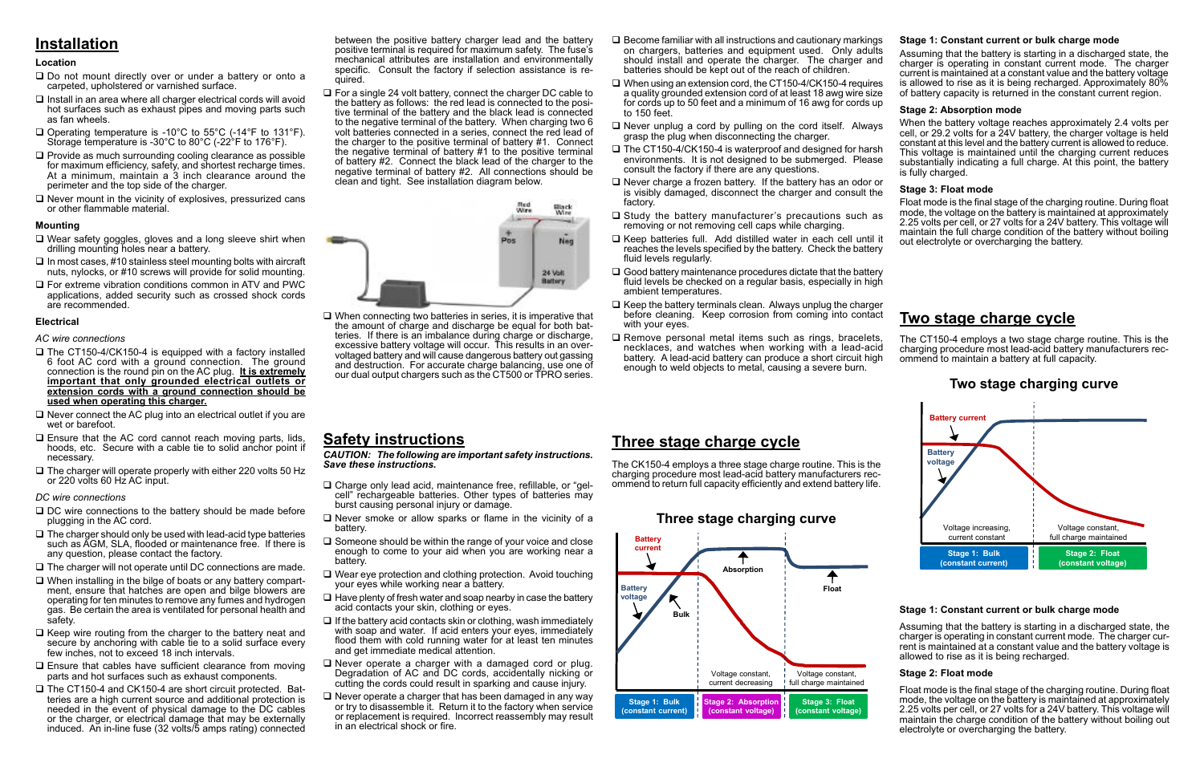## Installation

### Location

- ❑ Do not mount directly over or under a battery or onto a carpeted, upholstered or varnished surface.
- ❑ Install in an area where all charger electrical cords will avoid hot surfaces such as exhaust pipes and moving parts such as fan wheels.
- ❑ Operating temperature is -10°C to 55°C (-14°F to 131°F). Storage temperature is -30°C to 80°C (-22°F to 176°F).
- ❑ Provide as much surrounding cooling clearance as possible for maximum efficiency, safety, and shortest recharge times. At a minimum, maintain a 3 inch clearance around the perimeter and the top side of the charger.
- ❑ Never mount in the vicinity of explosives, pressurized cans or other flammable material.

### Mounting

- ❑ Wear safety goggles, gloves and a long sleeve shirt when drilling mounting holes near a battery.
- ❑ In most cases, #10 stainless steel mounting bolts with aircraft nuts, nylocks, or #10 screws will provide for solid mounting.
- ❑ For extreme vibration conditions common in ATV and PWC applications, added security such as crossed shock cords are recommended.

### Electrical

*AC wire connections*

- ❑ The CT150-4/CK150-4 is equipped with a factory installed 6 foot AC cord with a ground connection. The ground connection is the round pin on the AC plug. **It is extremely important that only grounded electrical outlets or extension cords with a ground connection should be used when operating this charger.**
- ❑ Never connect the AC plug into an electrical outlet if you are wet or barefoot.
- ❑ Ensure that the AC cord cannot reach moving parts, lids, hoods, etc. Secure with a cable tie to solid anchor point if necessary.
- ❑ The charger will operate properly with either 220 volts 50 Hz or 220 volts 60 Hz AC input.

*DC wire connections*

- ❑ DC wire connections to the battery should be made before plugging in the AC cord.
- ❑ The charger should only be used with lead-acid type batteries such as AGM, SLA, flooded or maintenance free. If there is any question, please contact the factory.
- ❑ The charger will not operate until DC connections are made.
- ❑ When installing in the bilge of boats or any battery compartment, ensure that hatches are open and bilge blowers are operating for ten minutes to remove any fumes and hydrogen gas. Be certain the area is ventilated for personal health and safety.
- ❑ Keep wire routing from the charger to the battery neat and secure by anchoring with cable tie to a solid surface every few inches, not to exceed 18 inch intervals.
- ❑ Ensure that cables have sufficient clearance from moving parts and hot surfaces such as exhaust components.
- ❑ The CT150-4 and CK150-4 are short circuit protected. Batteries are a high current source and additional protection is needed in the event of physical damage to the DC cables or the charger, or the charger itself that may be externally induced. An in-line fuse (32 volts/5 amps rating) connected between the positive battery charger lead and the battery positive terminal is required for maximum safety. The fuse's mechanical attributes are installation and environmentally specific. Consult the factory if selection assistance is required.
- ❑ For a single 24 volt battery, connect the charger DC cable to the battery as follows: the red lead is connected to the positive terminal of the battery and the black lead is connected to the negative terminal of the battery. When charging two 6 volt batteries connected in a series, connect the red lead of the charger to the positive terminal of battery #1. Connect the negative terminal of battery #1 to the positive terminal of battery #2. Connect the black lead of the charger to the negative terminal of battery #2. All connections should be clean and tight. See installation diagram below.

Red Wire
Black Wire
+ Pos
- Neg
24 Volt Battery

- ❑ When connecting two batteries in series, it is imperative that the amount of charge and discharge be equal for both batteries. If there is an imbalance during charge or discharge, excessive battery voltage will occur. This results in an overvoltaged battery and will cause dangerous battery out gassing and destruction. For accurate charge balancing, use one of our dual output chargers such as the CT500 or TPRO series.

## Safety instructions

***CAUTION: The following are important safety instructions. Save these instructions.***

- ❑ Charge only lead acid, maintenance free, refillable, or "gel-cell" rechargeable batteries. Other types of batteries may burst causing personal injury or damage.
- ❑ Never smoke or allow sparks or flame in the vicinity of a battery.
- ❑ Someone should be within the range of your voice and close enough to come to your aid when you are working near a battery.
- ❑ Wear eye protection and clothing protection. Avoid touching your eyes while working near a battery.
- ❑ Have plenty of fresh water and soap nearby in case the battery acid contacts your skin, clothing or eyes.
- ❑ If the battery acid contacts skin or clothing, wash immediately with soap and water. If acid enters your eyes, immediately flood them with cold running water for at least ten minutes and get immediate medical attention.
- ❑ Never operate a charger with a damaged cord or plug. Degradation of AC and DC cords, accidentally nicking or cutting the cords could result in sparking and cause injury.
- ❑ Never operate a charger that has been damaged in any way or try to disassemble it. Return it to the factory when service or replacement is required. Incorrect reassembly may result in an electrical shock or fire.
- ❑ Become familiar with all instructions and cautionary markings on chargers, batteries and equipment used. Only adults should install and operate the charger. The charger and batteries should be kept out of the reach of children.
- ❑ When using an extension cord, the CT150-4/CK150-4 requires a quality grounded extension cord of at least 18 awg wire size for cords up to 50 feet and a minimum of 16 awg for cords up to 150 feet.
- ❑ Never unplug a cord by pulling on the cord itself. Always grasp the plug when disconnecting the charger.
- ❑ The CT150-4/CK150-4 is waterproof and designed for harsh environments. It is not designed to be submerged. Please consult the factory if there are any questions.
- ❑ Never charge a frozen battery. If the battery has an odor or is visibly damaged, disconnect the charger and consult the factory.
- ❑ Study the battery manufacturer's precautions such as removing or not removing cell caps while charging.
- ❑ Keep batteries full. Add distilled water in each cell until it reaches the levels specified by the battery manufacturer. Check the battery fluid levels regularly.
- ❑ Good battery maintenance procedures dictate that the battery fluid levels be checked on a regular basis, especially in high ambient temperatures.
- ❑ Keep the battery terminals clean. Always unplug the charger before cleaning. Keep corrosion from coming into contact with your eyes.
- ❑ Remove personal metal items such as rings, bracelets, necklaces, and watches when working with a lead-acid battery. A lead-acid battery can produce a short circuit high enough to weld objects to metal, causing a severe burn.

## Three stage charge cycle

The CK150-4 employs a three stage charge routine. This is the charging procedure most lead-acid battery manufacturers recommend to return full capacity efficiently and extend battery life.

### Three stage charging curve

Battery current
Battery voltage
Bulk
Absorption
Float
Voltage constant, current decreasing
Voltage constant, full charge maintained
Stage 1: Bulk (constant current)
Stage 2: Absorption (constant voltage)
Stage 3: Float (constant voltage)

#### Stage 1: Constant current or bulk charge mode

Assuming that the battery is starting in a discharged state, the charger is operating in constant current mode. The charger current is maintained at a constant value and the battery voltage is allowed to rise as it is being recharged. Approximately 80% of battery capacity is returned in the constant current region.

#### Stage 2: Absorption mode

When the battery voltage reaches approximately 2.4 volts per cell, or 29.2 volts for a 24V battery, the charger voltage is held constant at this level and the battery current is allowed to reduce. This voltage is maintained until the charging current reduces substantially indicating a full charge. At this point, the battery is fully charged.

#### Stage 3: Float mode

Float mode is the final stage of the charging routine. During float mode, the voltage on the battery is maintained at approximately 2.25 volts per cell, or 27 volts for a 24V battery. This voltage will maintain the full charge condition of the battery without boiling out electrolyte or overcharging the battery.

## Two stage charge cycle

The CT150-4 employs a two stage charge routine. This is the charging procedure most lead-acid battery manufacturers recommend to maintain a battery at full capacity.

### Two stage charging curve

Battery current
Battery voltage
Voltage increasing, current constant
Voltage constant, full charge maintained
Stage 1: Bulk (constant current)
Stage 2: Float (constant voltage)

#### Stage 1: Constant current or bulk charge mode

Assuming that the battery is starting in a discharged state, the charger is operating in constant current mode. The charger current is maintained at a constant value and the battery voltage is allowed to rise as it is being recharged.

#### Stage 2: Float mode

Float mode is the final stage of the charging routine. During float mode, the voltage on the battery is maintained at approximately 2.25 volts per cell, or 27 volts for a 24V battery. This voltage will maintain the charge condition of the battery without boiling out electrolyte or overcharging the battery.